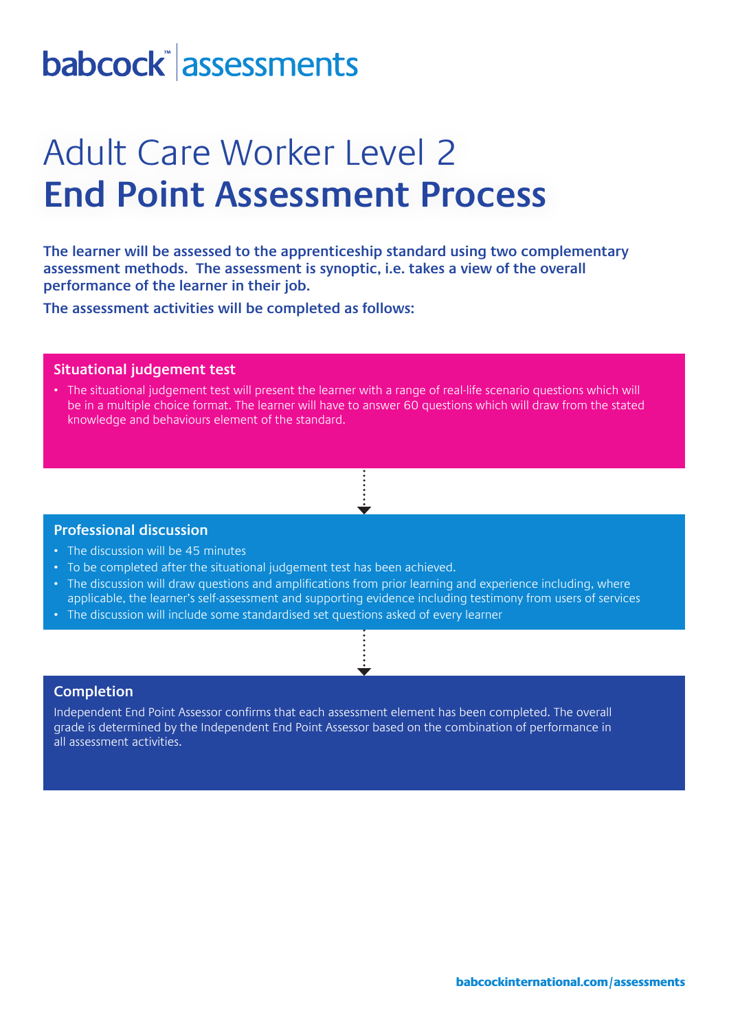babcock™ | assessments

# Adult Care Worker Level 2
# End Point Assessment Process

**The learner will be assessed to the apprenticeship standard using two complementary assessment methods. The assessment is synoptic, i.e. takes a view of the overall performance of the learner in their job.**

**The assessment activities will be completed as follows:**

## Situational judgement test

- The situational judgement test will present the learner with a range of real-life scenario questions which will be in a multiple choice format. The learner will have to answer 60 questions which will draw from the stated knowledge and behaviours element of the standard.

## Professional discussion

- The discussion will be 45 minutes
- To be completed after the situational judgement test has been achieved.
- The discussion will draw questions and amplifications from prior learning and experience including, where applicable, the learner's self-assessment and supporting evidence including testimony from users of services
- The discussion will include some standardised set questions asked of every learner

## Completion

Independent End Point Assessor confirms that each assessment element has been completed. The overall grade is determined by the Independent End Point Assessor based on the combination of performance in all assessment activities.

babcockinternational.com/assessments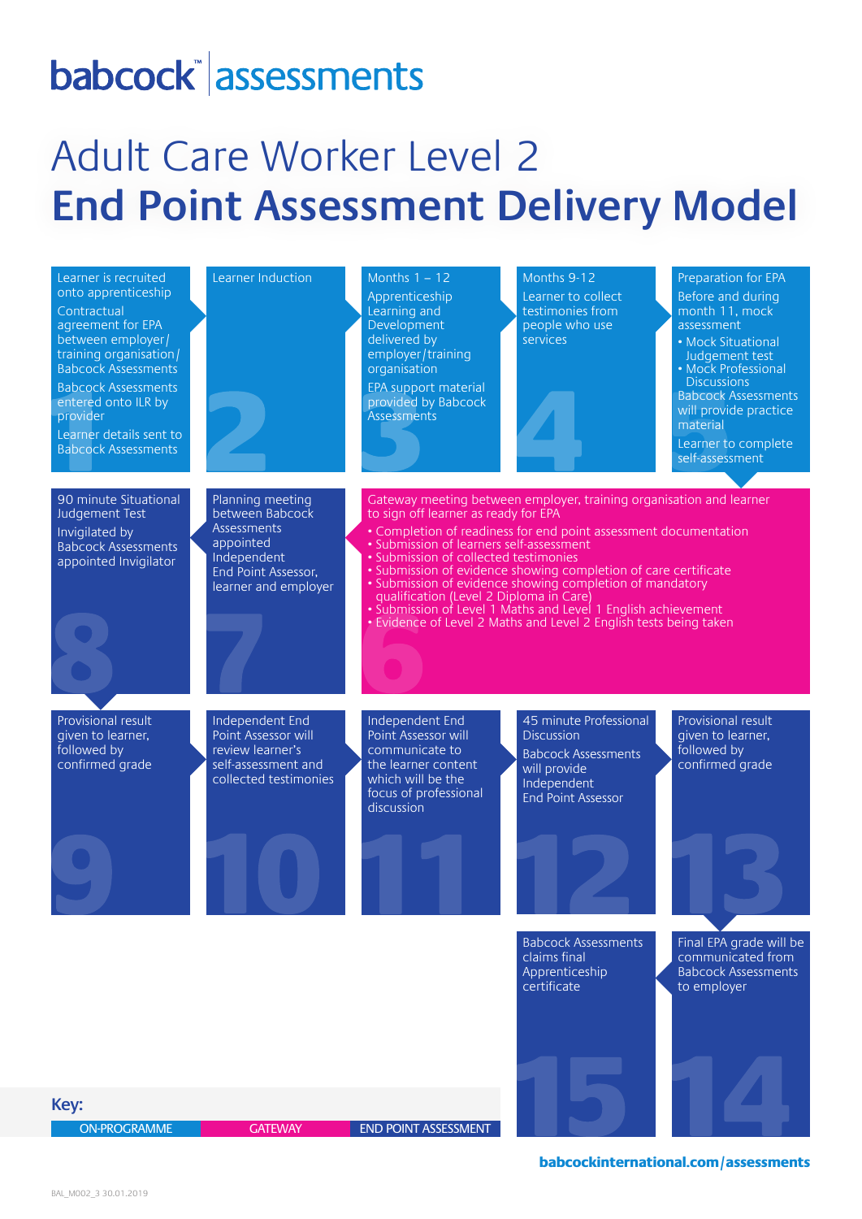babcock™ assessments

# Adult Care Worker Level 2
# End Point Assessment Delivery Model

**1**

Learner is recruited onto apprenticeship

Contractual agreement for EPA between employer/training organisation/Babcock Assessments

Babcock Assessments entered onto ILR by provider

Learner details sent to Babcock Assessments

**2**

Learner Induction

**3**

Months 1 – 12

Apprenticeship Learning and Development delivered by employer/training organisation

EPA support material provided by Babcock Assessments

**4**

Months 9-12

Learner to collect testimonies from people who use services

**5**

Preparation for EPA

Before and during month 11, mock assessment

- Mock Situational Judgement test
- Mock Professional Discussions

Babcock Assessments will provide practice material

Learner to complete self-assessment

**6**

Gateway meeting between employer, training organisation and learner to sign off learner as ready for EPA

- Completion of readiness for end point assessment documentation
- Submission of learners self-assessment
- Submission of collected testimonies
- Submission of evidence showing completion of care certificate
- Submission of evidence showing completion of mandatory qualification (Level 2 Diploma in Care)
- Submission of Level 1 Maths and Level 1 English achievement
- Evidence of Level 2 Maths and Level 2 English tests being taken

**7**

Planning meeting between Babcock Assessments appointed Independent End Point Assessor, learner and employer

**8**

90 minute Situational Judgement Test

Invigilated by Babcock Assessments appointed Invigilator

**9**

Provisional result given to learner, followed by confirmed grade

**10**

Independent End Point Assessor will review learner's self-assessment and collected testimonies

**11**

Independent End Point Assessor will communicate to the learner content which will be the focus of professional discussion

**12**

45 minute Professional Discussion

Babcock Assessments will provide Independent End Point Assessor

**13**

Provisional result given to learner, followed by confirmed grade

**14**

Final EPA grade will be communicated from Babcock Assessments to employer

**15**

Babcock Assessments claims final Apprenticeship certificate

**Key:**

ON-PROGRAMME | GATEWAY | END POINT ASSESSMENT

babcockinternational.com/assessments

BAL_M002_3 30.01.2019